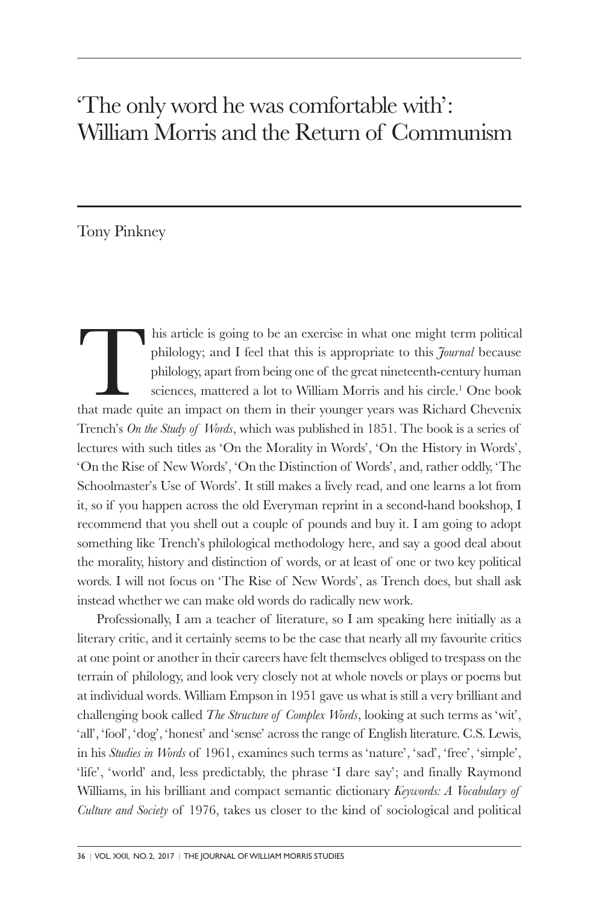# 'The only word he was comfortable with': William Morris and the Return of Communism

Tony Pinkney

This article is going to be an exercise in what one might term political philology; and I feel that this is appropriate to this *Journal* because philology, apart from being one of the great nineteenth-century human sciences, mattered a lot to William Morris and his circle.[1] One book that made quite an impact on them in their younger years was Richard Chevenix Trench's *On the Study of Words*, which was published in 1851. The book is a series of lectures with such titles as 'On the Morality in Words', 'On the History in Words', 'On the Rise of New Words', 'On the Distinction of Words', and, rather oddly, 'The Schoolmaster's Use of Words'. It still makes a lively read, and one learns a lot from it, so if you happen across the old Everyman reprint in a second-hand bookshop, I recommend that you shell out a couple of pounds and buy it. I am going to adopt something like Trench's philological methodology here, and say a good deal about the morality, history and distinction of words, or at least of one or two key political words. I will not focus on 'The Rise of New Words', as Trench does, but shall ask instead whether we can make old words do radically new work.

Professionally, I am a teacher of literature, so I am speaking here initially as a literary critic, and it certainly seems to be the case that nearly all my favourite critics at one point or another in their careers have felt themselves obliged to trespass on the terrain of philology, and look very closely not at whole novels or plays or poems but at individual words. William Empson in 1951 gave us what is still a very brilliant and challenging book called *The Structure of Complex Words*, looking at such terms as 'wit', 'all', 'fool', 'dog', 'honest' and 'sense' across the range of English literature. C.S. Lewis, in his *Studies in Words* of 1961, examines such terms as 'nature', 'sad', 'free', 'simple', 'life', 'world' and, less predictably, the phrase 'I dare say'; and finally Raymond Williams, in his brilliant and compact semantic dictionary *Keywords: A Vocabulary of Culture and Society* of 1976, takes us closer to the kind of sociological and political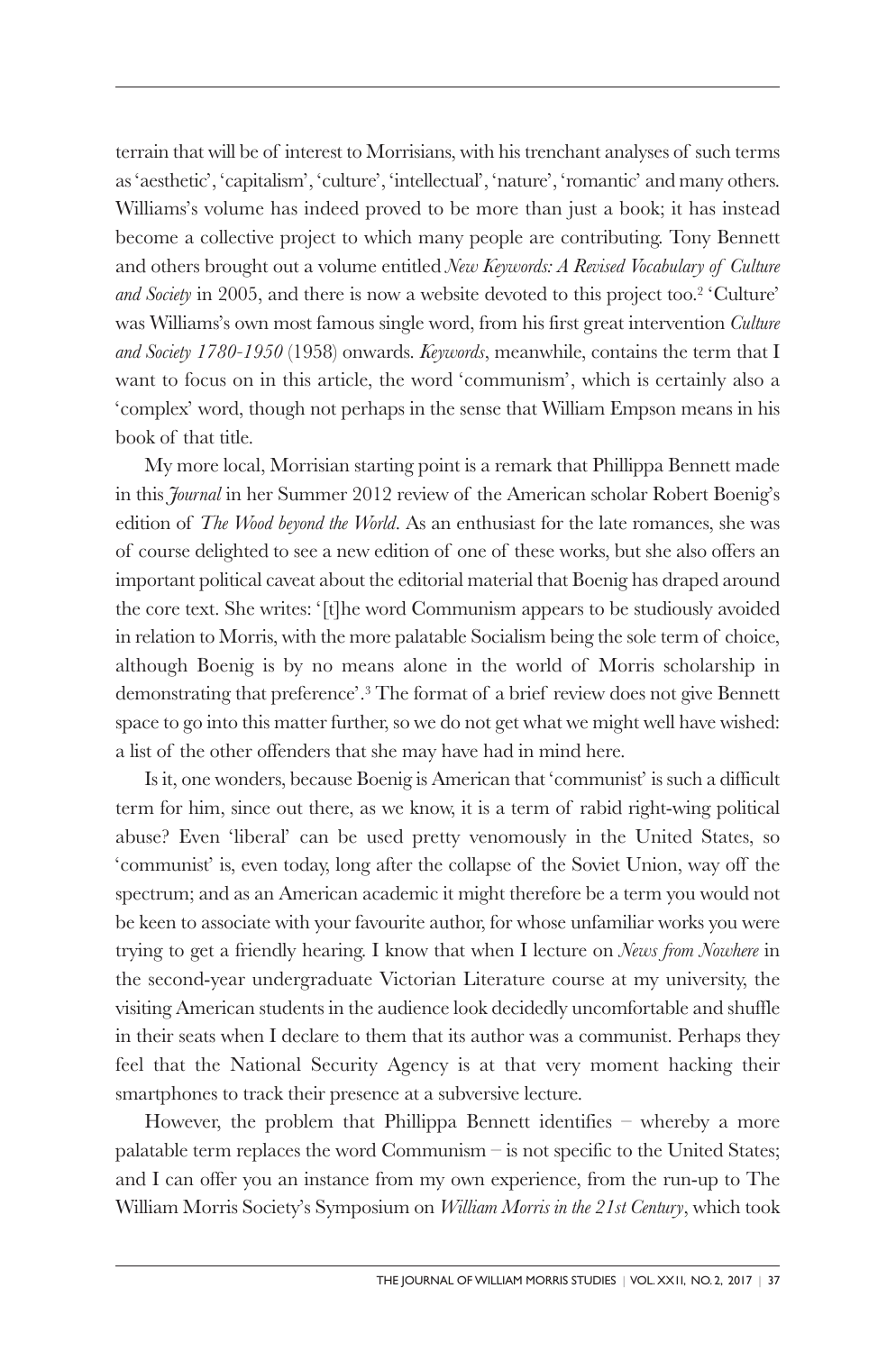terrain that will be of interest to Morrisians, with his trenchant analyses of such terms as 'aesthetic', 'capitalism', 'culture', 'intellectual', 'nature', 'romantic' and many others. Williams's volume has indeed proved to be more than just a book; it has instead become a collective project to which many people are contributing. Tony Bennett and others brought out a volume entitled *New Keywords: A Revised Vocabulary of Culture and Society* in 2005, and there is now a website devoted to this project too.[2] 'Culture' was Williams's own most famous single word, from his first great intervention *Culture and Society 1780-1950* (1958) onwards. *Keywords*, meanwhile, contains the term that I want to focus on in this article, the word 'communism', which is certainly also a 'complex' word, though not perhaps in the sense that William Empson means in his book of that title.

My more local, Morrisian starting point is a remark that Phillippa Bennett made in this *Journal* in her Summer 2012 review of the American scholar Robert Boenig's edition of *The Wood beyond the World*. As an enthusiast for the late romances, she was of course delighted to see a new edition of one of these works, but she also offers an important political caveat about the editorial material that Boenig has draped around the core text. She writes: '[t]he word Communism appears to be studiously avoided in relation to Morris, with the more palatable Socialism being the sole term of choice, although Boenig is by no means alone in the world of Morris scholarship in demonstrating that preference'.[3] The format of a brief review does not give Bennett space to go into this matter further, so we do not get what we might well have wished: a list of the other offenders that she may have had in mind here.

Is it, one wonders, because Boenig is American that 'communist' is such a difficult term for him, since out there, as we know, it is a term of rabid right-wing political abuse? Even 'liberal' can be used pretty venomously in the United States, so 'communist' is, even today, long after the collapse of the Soviet Union, way off the spectrum; and as an American academic it might therefore be a term you would not be keen to associate with your favourite author, for whose unfamiliar works you were trying to get a friendly hearing. I know that when I lecture on *News from Nowhere* in the second-year undergraduate Victorian Literature course at my university, the visiting American students in the audience look decidedly uncomfortable and shuffle in their seats when I declare to them that its author was a communist. Perhaps they feel that the National Security Agency is at that very moment hacking their smartphones to track their presence at a subversive lecture.

However, the problem that Phillippa Bennett identifies – whereby a more palatable term replaces the word Communism – is not specific to the United States; and I can offer you an instance from my own experience, from the run-up to The William Morris Society's Symposium on *William Morris in the 21st Century*, which took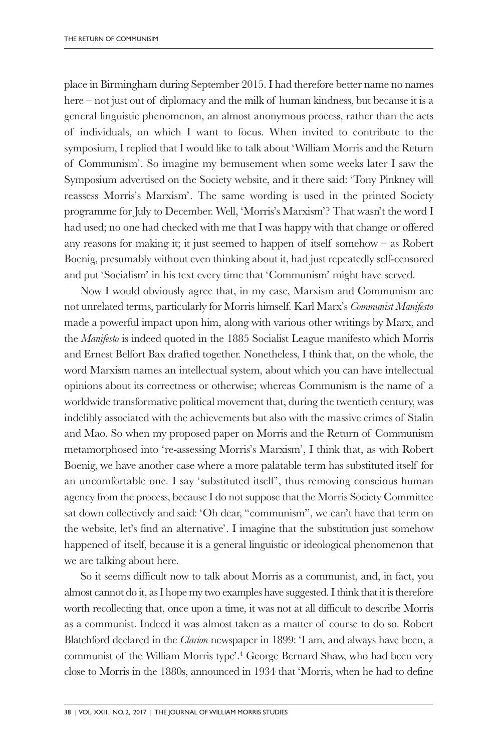place in Birmingham during September 2015. I had therefore better name no names here – not just out of diplomacy and the milk of human kindness, but because it is a general linguistic phenomenon, an almost anonymous process, rather than the acts of individuals, on which I want to focus. When invited to contribute to the symposium, I replied that I would like to talk about 'William Morris and the Return of Communism'. So imagine my bemusement when some weeks later I saw the Symposium advertised on the Society website, and it there said: 'Tony Pinkney will reassess Morris's Marxism'. The same wording is used in the printed Society programme for July to December. Well, 'Morris's Marxism'? That wasn't the word I had used; no one had checked with me that I was happy with that change or offered any reasons for making it; it just seemed to happen of itself somehow – as Robert Boenig, presumably without even thinking about it, had just repeatedly self-censored and put 'Socialism' in his text every time that 'Communism' might have served.

Now I would obviously agree that, in my case, Marxism and Communism are not unrelated terms, particularly for Morris himself. Karl Marx's *Communist Manifesto* made a powerful impact upon him, along with various other writings by Marx, and the *Manifesto* is indeed quoted in the 1885 Socialist League manifesto which Morris and Ernest Belfort Bax drafted together. Nonetheless, I think that, on the whole, the word Marxism names an intellectual system, about which you can have intellectual opinions about its correctness or otherwise; whereas Communism is the name of a worldwide transformative political movement that, during the twentieth century, was indelibly associated with the achievements but also with the massive crimes of Stalin and Mao. So when my proposed paper on Morris and the Return of Communism metamorphosed into 're-assessing Morris's Marxism', I think that, as with Robert Boenig, we have another case where a more palatable term has substituted itself for an uncomfortable one. I say 'substituted itself', thus removing conscious human agency from the process, because I do not suppose that the Morris Society Committee sat down collectively and said: 'Oh dear, "communism", we can't have that term on the website, let's find an alternative'. I imagine that the substitution just somehow happened of itself, because it is a general linguistic or ideological phenomenon that we are talking about here.

So it seems difficult now to talk about Morris as a communist, and, in fact, you almost cannot do it, as I hope my two examples have suggested. I think that it is therefore worth recollecting that, once upon a time, it was not at all difficult to describe Morris as a communist. Indeed it was almost taken as a matter of course to do so. Robert Blatchford declared in the *Clarion* newspaper in 1899: 'I am, and always have been, a communist of the William Morris type'.[4] George Bernard Shaw, who had been very close to Morris in the 1880s, announced in 1934 that 'Morris, when he had to define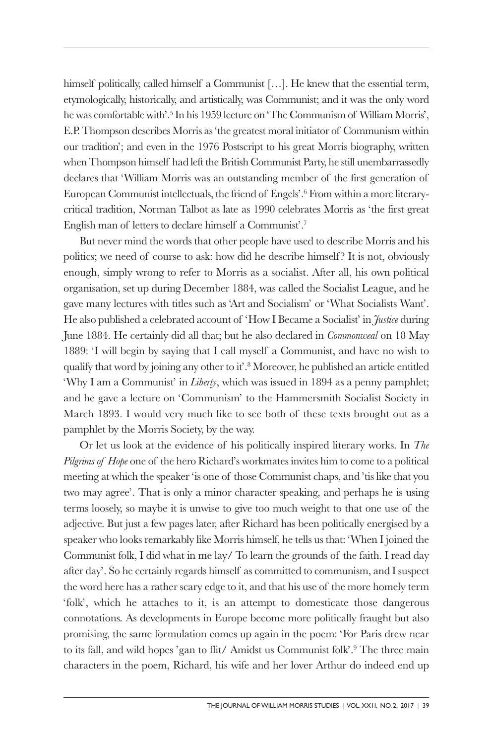himself politically, called himself a Communist […]. He knew that the essential term, etymologically, historically, and artistically, was Communist; and it was the only word he was comfortable with'.[5] In his 1959 lecture on 'The Communism of William Morris', E.P. Thompson describes Morris as 'the greatest moral initiator of Communism within our tradition'; and even in the 1976 Postscript to his great Morris biography, written when Thompson himself had left the British Communist Party, he still unembarrassedly declares that 'William Morris was an outstanding member of the first generation of European Communist intellectuals, the friend of Engels'.[6] From within a more literary-critical tradition, Norman Talbot as late as 1990 celebrates Morris as 'the first great English man of letters to declare himself a Communist'.[7]

But never mind the words that other people have used to describe Morris and his politics; we need of course to ask: how did he describe himself? It is not, obviously enough, simply wrong to refer to Morris as a socialist. After all, his own political organisation, set up during December 1884, was called the Socialist League, and he gave many lectures with titles such as 'Art and Socialism' or 'What Socialists Want'. He also published a celebrated account of 'How I Became a Socialist' in *Justice* during June 1884. He certainly did all that; but he also declared in *Commonweal* on 18 May 1889: 'I will begin by saying that I call myself a Communist, and have no wish to qualify that word by joining any other to it'.[8] Moreover, he published an article entitled 'Why I am a Communist' in *Liberty*, which was issued in 1894 as a penny pamphlet; and he gave a lecture on 'Communism' to the Hammersmith Socialist Society in March 1893. I would very much like to see both of these texts brought out as a pamphlet by the Morris Society, by the way.

Or let us look at the evidence of his politically inspired literary works. In *The Pilgrims of Hope* one of the hero Richard's workmates invites him to come to a political meeting at which the speaker 'is one of those Communist chaps, and 'tis like that you two may agree'. That is only a minor character speaking, and perhaps he is using terms loosely, so maybe it is unwise to give too much weight to that one use of the adjective. But just a few pages later, after Richard has been politically energised by a speaker who looks remarkably like Morris himself, he tells us that: 'When I joined the Communist folk, I did what in me lay/ To learn the grounds of the faith. I read day after day'. So he certainly regards himself as committed to communism, and I suspect the word here has a rather scary edge to it, and that his use of the more homely term 'folk', which he attaches to it, is an attempt to domesticate those dangerous connotations. As developments in Europe become more politically fraught but also promising, the same formulation comes up again in the poem: 'For Paris drew near to its fall, and wild hopes 'gan to flit/ Amidst us Communist folk'.[9] The three main characters in the poem, Richard, his wife and her lover Arthur do indeed end up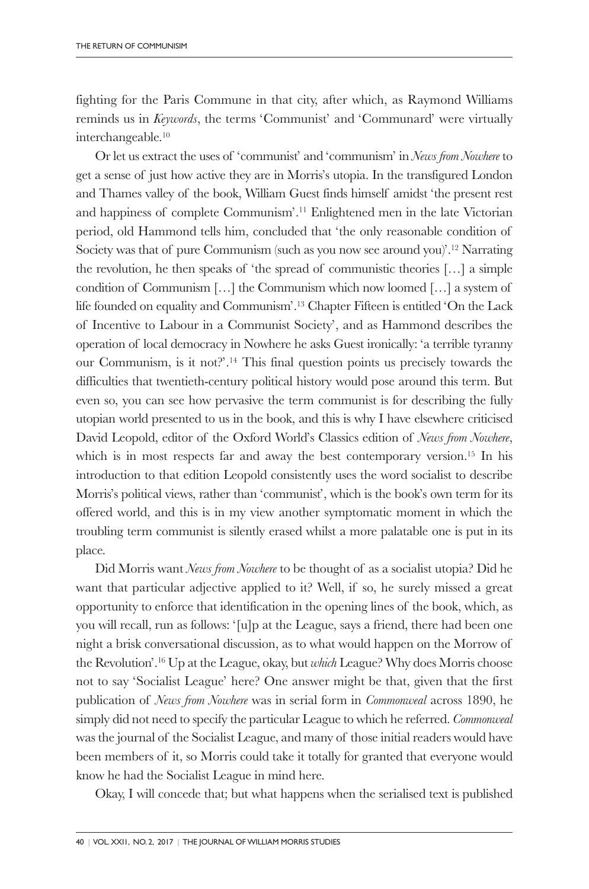fighting for the Paris Commune in that city, after which, as Raymond Williams reminds us in *Keywords*, the terms 'Communist' and 'Communard' were virtually interchangeable.[10]

Or let us extract the uses of 'communist' and 'communism' in *News from Nowhere* to get a sense of just how active they are in Morris's utopia. In the transfigured London and Thames valley of the book, William Guest finds himself amidst 'the present rest and happiness of complete Communism'.[11] Enlightened men in the late Victorian period, old Hammond tells him, concluded that 'the only reasonable condition of Society was that of pure Communism (such as you now see around you)'.[12] Narrating the revolution, he then speaks of 'the spread of communistic theories […] a simple condition of Communism […] the Communism which now loomed […] a system of life founded on equality and Communism'.[13] Chapter Fifteen is entitled 'On the Lack of Incentive to Labour in a Communist Society', and as Hammond describes the operation of local democracy in Nowhere he asks Guest ironically: 'a terrible tyranny our Communism, is it not?'.[14] This final question points us precisely towards the difficulties that twentieth-century political history would pose around this term. But even so, you can see how pervasive the term communist is for describing the fully utopian world presented to us in the book, and this is why I have elsewhere criticised David Leopold, editor of the Oxford World's Classics edition of *News from Nowhere*, which is in most respects far and away the best contemporary version.[15] In his introduction to that edition Leopold consistently uses the word socialist to describe Morris's political views, rather than 'communist', which is the book's own term for its offered world, and this is in my view another symptomatic moment in which the troubling term communist is silently erased whilst a more palatable one is put in its place.

Did Morris want *News from Nowhere* to be thought of as a socialist utopia? Did he want that particular adjective applied to it? Well, if so, he surely missed a great opportunity to enforce that identification in the opening lines of the book, which, as you will recall, run as follows: '[u]p at the League, says a friend, there had been one night a brisk conversational discussion, as to what would happen on the Morrow of the Revolution'.[16] Up at the League, okay, but *which* League? Why does Morris choose not to say 'Socialist League' here? One answer might be that, given that the first publication of *News from Nowhere* was in serial form in *Commonweal* across 1890, he simply did not need to specify the particular League to which he referred. *Commonweal* was the journal of the Socialist League, and many of those initial readers would have been members of it, so Morris could take it totally for granted that everyone would know he had the Socialist League in mind here.

Okay, I will concede that; but what happens when the serialised text is published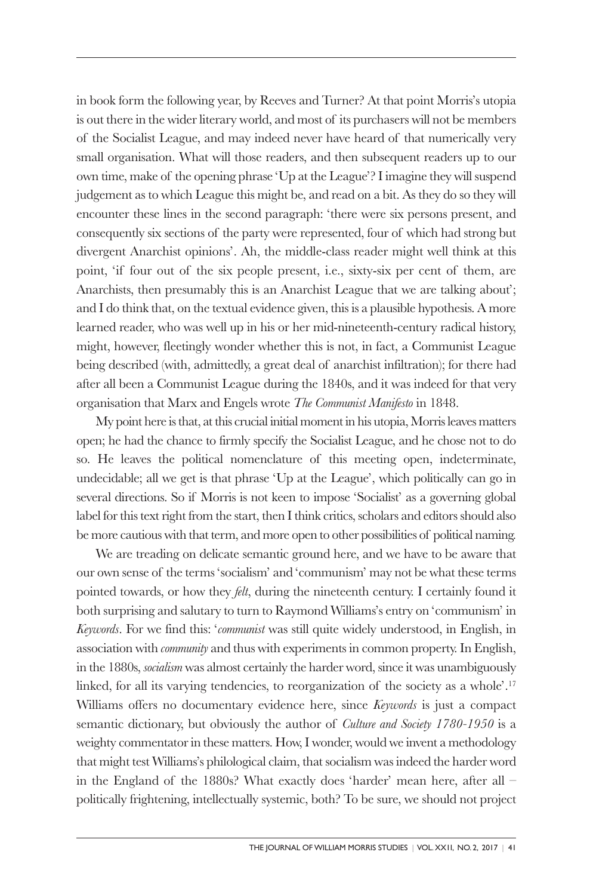in book form the following year, by Reeves and Turner? At that point Morris's utopia is out there in the wider literary world, and most of its purchasers will not be members of the Socialist League, and may indeed never have heard of that numerically very small organisation. What will those readers, and then subsequent readers up to our own time, make of the opening phrase 'Up at the League'? I imagine they will suspend judgement as to which League this might be, and read on a bit. As they do so they will encounter these lines in the second paragraph: 'there were six persons present, and consequently six sections of the party were represented, four of which had strong but divergent Anarchist opinions'. Ah, the middle-class reader might well think at this point, 'if four out of the six people present, i.e., sixty-six per cent of them, are Anarchists, then presumably this is an Anarchist League that we are talking about'; and I do think that, on the textual evidence given, this is a plausible hypothesis. A more learned reader, who was well up in his or her mid-nineteenth-century radical history, might, however, fleetingly wonder whether this is not, in fact, a Communist League being described (with, admittedly, a great deal of anarchist infiltration); for there had after all been a Communist League during the 1840s, and it was indeed for that very organisation that Marx and Engels wrote *The Communist Manifesto* in 1848.

My point here is that, at this crucial initial moment in his utopia, Morris leaves matters open; he had the chance to firmly specify the Socialist League, and he chose not to do so. He leaves the political nomenclature of this meeting open, indeterminate, undecidable; all we get is that phrase 'Up at the League', which politically can go in several directions. So if Morris is not keen to impose 'Socialist' as a governing global label for this text right from the start, then I think critics, scholars and editors should also be more cautious with that term, and more open to other possibilities of political naming.

We are treading on delicate semantic ground here, and we have to be aware that our own sense of the terms 'socialism' and 'communism' may not be what these terms pointed towards, or how they *felt*, during the nineteenth century. I certainly found it both surprising and salutary to turn to Raymond Williams's entry on 'communism' in *Keywords*. For we find this: '*communist* was still quite widely understood, in English, in association with *community* and thus with experiments in common property. In English, in the 1880s, *socialism* was almost certainly the harder word, since it was unambiguously linked, for all its varying tendencies, to reorganization of the society as a whole'.[17] Williams offers no documentary evidence here, since *Keywords* is just a compact semantic dictionary, but obviously the author of *Culture and Society 1780-1950* is a weighty commentator in these matters. How, I wonder, would we invent a methodology that might test Williams's philological claim, that socialism was indeed the harder word in the England of the 1880s? What exactly does 'harder' mean here, after all – politically frightening, intellectually systemic, both? To be sure, we should not project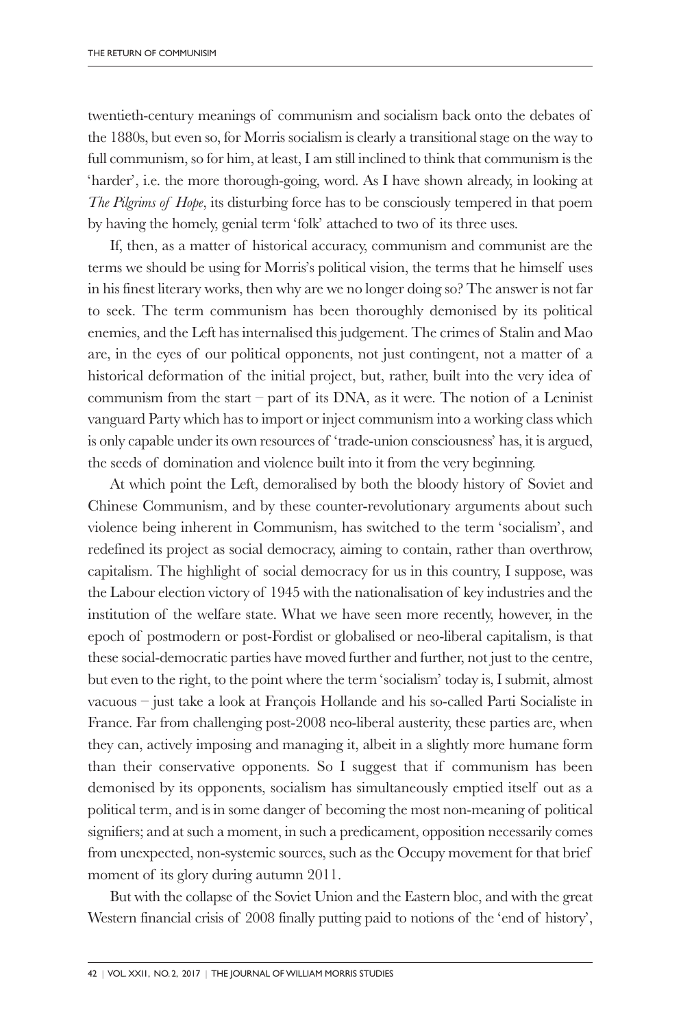twentieth-century meanings of communism and socialism back onto the debates of the 1880s, but even so, for Morris socialism is clearly a transitional stage on the way to full communism, so for him, at least, I am still inclined to think that communism is the 'harder', i.e. the more thorough-going, word. As I have shown already, in looking at *The Pilgrims of Hope*, its disturbing force has to be consciously tempered in that poem by having the homely, genial term 'folk' attached to two of its three uses.

If, then, as a matter of historical accuracy, communism and communist are the terms we should be using for Morris's political vision, the terms that he himself uses in his finest literary works, then why are we no longer doing so? The answer is not far to seek. The term communism has been thoroughly demonised by its political enemies, and the Left has internalised this judgement. The crimes of Stalin and Mao are, in the eyes of our political opponents, not just contingent, not a matter of a historical deformation of the initial project, but, rather, built into the very idea of communism from the start – part of its DNA, as it were. The notion of a Leninist vanguard Party which has to import or inject communism into a working class which is only capable under its own resources of 'trade-union consciousness' has, it is argued, the seeds of domination and violence built into it from the very beginning.

At which point the Left, demoralised by both the bloody history of Soviet and Chinese Communism, and by these counter-revolutionary arguments about such violence being inherent in Communism, has switched to the term 'socialism', and redefined its project as social democracy, aiming to contain, rather than overthrow, capitalism. The highlight of social democracy for us in this country, I suppose, was the Labour election victory of 1945 with the nationalisation of key industries and the institution of the welfare state. What we have seen more recently, however, in the epoch of postmodern or post-Fordist or globalised or neo-liberal capitalism, is that these social-democratic parties have moved further and further, not just to the centre, but even to the right, to the point where the term 'socialism' today is, I submit, almost vacuous – just take a look at François Hollande and his so-called Parti Socialiste in France. Far from challenging post-2008 neo-liberal austerity, these parties are, when they can, actively imposing and managing it, albeit in a slightly more humane form than their conservative opponents. So I suggest that if communism has been demonised by its opponents, socialism has simultaneously emptied itself out as a political term, and is in some danger of becoming the most non-meaning of political signifiers; and at such a moment, in such a predicament, opposition necessarily comes from unexpected, non-systemic sources, such as the Occupy movement for that brief moment of its glory during autumn 2011.

But with the collapse of the Soviet Union and the Eastern bloc, and with the great Western financial crisis of 2008 finally putting paid to notions of the 'end of history',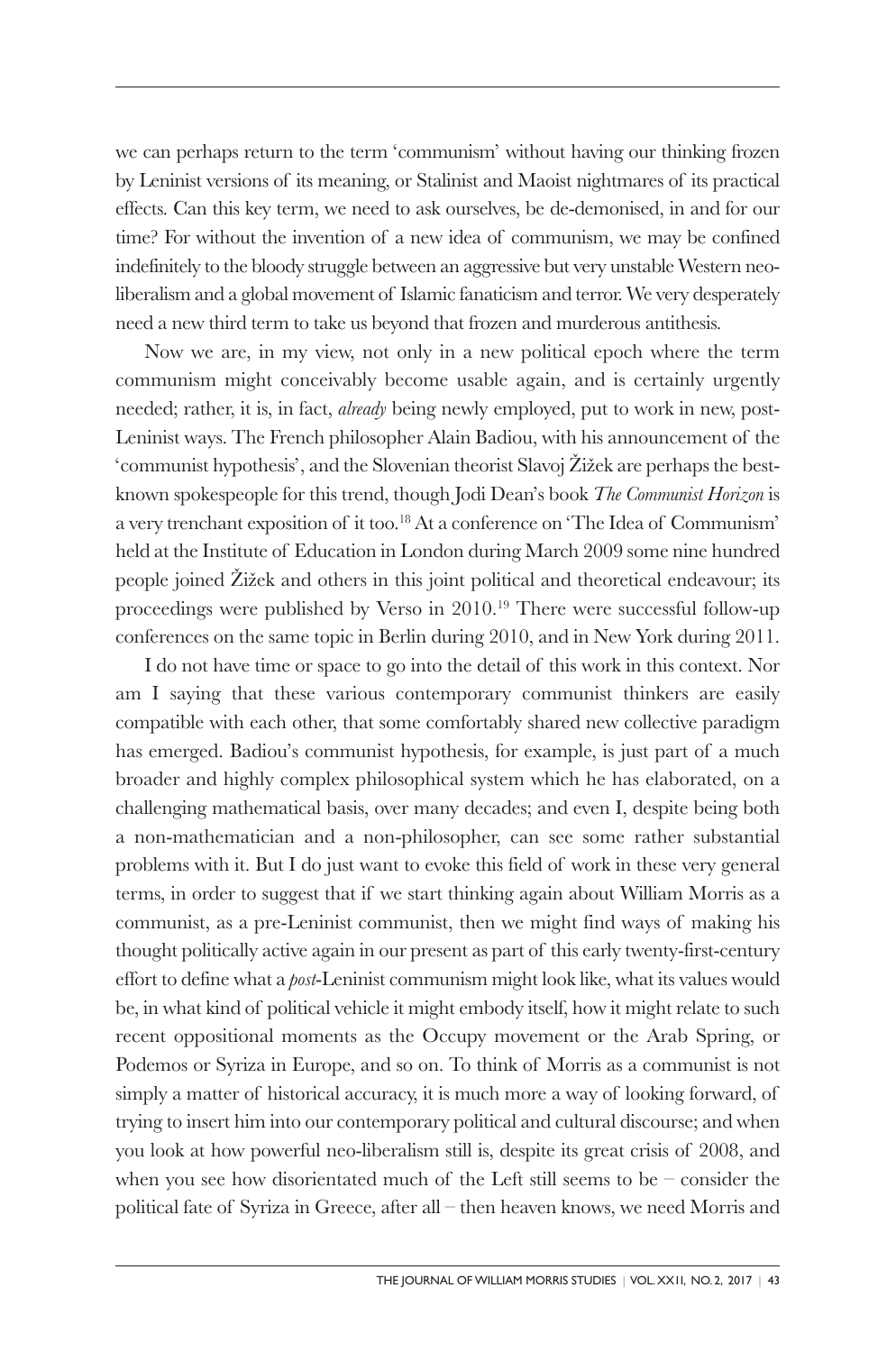we can perhaps return to the term 'communism' without having our thinking frozen by Leninist versions of its meaning, or Stalinist and Maoist nightmares of its practical effects. Can this key term, we need to ask ourselves, be de-demonised, in and for our time? For without the invention of a new idea of communism, we may be confined indefinitely to the bloody struggle between an aggressive but very unstable Western neo-liberalism and a global movement of Islamic fanaticism and terror. We very desperately need a new third term to take us beyond that frozen and murderous antithesis.

Now we are, in my view, not only in a new political epoch where the term communism might conceivably become usable again, and is certainly urgently needed; rather, it is, in fact, *already* being newly employed, put to work in new, post-Leninist ways. The French philosopher Alain Badiou, with his announcement of the 'communist hypothesis', and the Slovenian theorist Slavoj Žižek are perhaps the best-known spokespeople for this trend, though Jodi Dean's book *The Communist Horizon* is a very trenchant exposition of it too.[18] At a conference on 'The Idea of Communism' held at the Institute of Education in London during March 2009 some nine hundred people joined Žižek and others in this joint political and theoretical endeavour; its proceedings were published by Verso in 2010.[19] There were successful follow-up conferences on the same topic in Berlin during 2010, and in New York during 2011.

I do not have time or space to go into the detail of this work in this context. Nor am I saying that these various contemporary communist thinkers are easily compatible with each other, that some comfortably shared new collective paradigm has emerged. Badiou's communist hypothesis, for example, is just part of a much broader and highly complex philosophical system which he has elaborated, on a challenging mathematical basis, over many decades; and even I, despite being both a non-mathematician and a non-philosopher, can see some rather substantial problems with it. But I do just want to evoke this field of work in these very general terms, in order to suggest that if we start thinking again about William Morris as a communist, as a pre-Leninist communist, then we might find ways of making his thought politically active again in our present as part of this early twenty-first-century effort to define what a *post*-Leninist communism might look like, what its values would be, in what kind of political vehicle it might embody itself, how it might relate to such recent oppositional moments as the Occupy movement or the Arab Spring, or Podemos or Syriza in Europe, and so on. To think of Morris as a communist is not simply a matter of historical accuracy, it is much more a way of looking forward, of trying to insert him into our contemporary political and cultural discourse; and when you look at how powerful neo-liberalism still is, despite its great crisis of 2008, and when you see how disorientated much of the Left still seems to be – consider the political fate of Syriza in Greece, after all – then heaven knows, we need Morris and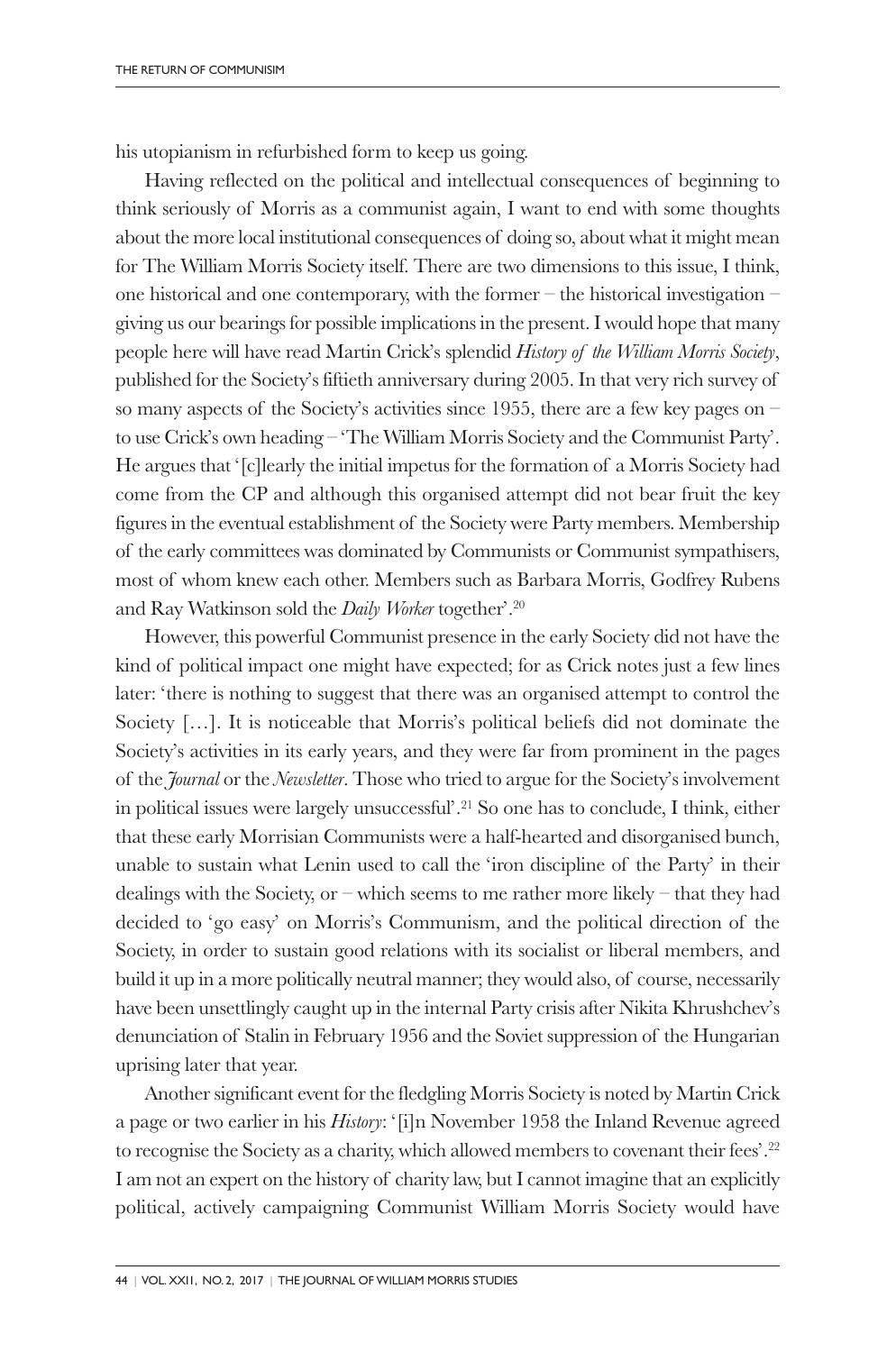his utopianism in refurbished form to keep us going.

Having reflected on the political and intellectual consequences of beginning to think seriously of Morris as a communist again, I want to end with some thoughts about the more local institutional consequences of doing so, about what it might mean for The William Morris Society itself. There are two dimensions to this issue, I think, one historical and one contemporary, with the former – the historical investigation – giving us our bearings for possible implications in the present. I would hope that many people here will have read Martin Crick's splendid *History of the William Morris Society*, published for the Society's fiftieth anniversary during 2005. In that very rich survey of so many aspects of the Society's activities since 1955, there are a few key pages on – to use Crick's own heading – 'The William Morris Society and the Communist Party'. He argues that '[c]learly the initial impetus for the formation of a Morris Society had come from the CP and although this organised attempt did not bear fruit the key figures in the eventual establishment of the Society were Party members. Membership of the early committees was dominated by Communists or Communist sympathisers, most of whom knew each other. Members such as Barbara Morris, Godfrey Rubens and Ray Watkinson sold the *Daily Worker* together'.[20]

However, this powerful Communist presence in the early Society did not have the kind of political impact one might have expected; for as Crick notes just a few lines later: 'there is nothing to suggest that there was an organised attempt to control the Society […]. It is noticeable that Morris's political beliefs did not dominate the Society's activities in its early years, and they were far from prominent in the pages of the *Journal* or the *Newsletter*. Those who tried to argue for the Society's involvement in political issues were largely unsuccessful'.[21] So one has to conclude, I think, either that these early Morrisian Communists were a half-hearted and disorganised bunch, unable to sustain what Lenin used to call the 'iron discipline of the Party' in their dealings with the Society, or – which seems to me rather more likely – that they had decided to 'go easy' on Morris's Communism, and the political direction of the Society, in order to sustain good relations with its socialist or liberal members, and build it up in a more politically neutral manner; they would also, of course, necessarily have been unsettlingly caught up in the internal Party crisis after Nikita Khrushchev's denunciation of Stalin in February 1956 and the Soviet suppression of the Hungarian uprising later that year.

Another significant event for the fledgling Morris Society is noted by Martin Crick a page or two earlier in his *History*: '[i]n November 1958 the Inland Revenue agreed to recognise the Society as a charity, which allowed members to covenant their fees'.[22] I am not an expert on the history of charity law, but I cannot imagine that an explicitly political, actively campaigning Communist William Morris Society would have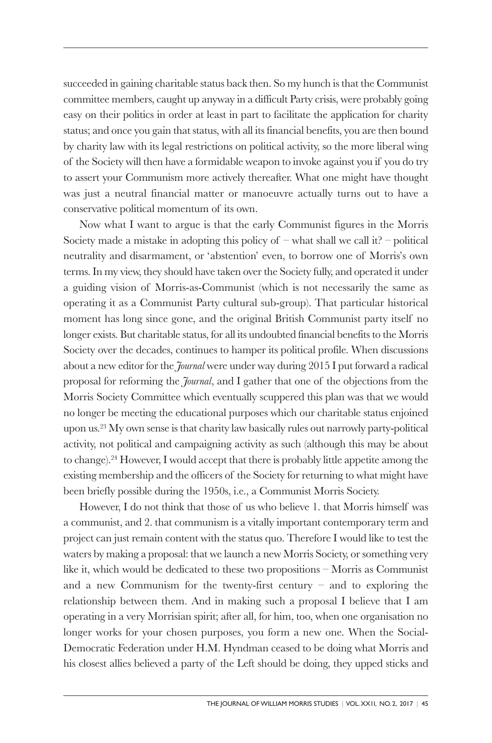succeeded in gaining charitable status back then. So my hunch is that the Communist committee members, caught up anyway in a difficult Party crisis, were probably going easy on their politics in order at least in part to facilitate the application for charity status; and once you gain that status, with all its financial benefits, you are then bound by charity law with its legal restrictions on political activity, so the more liberal wing of the Society will then have a formidable weapon to invoke against you if you do try to assert your Communism more actively thereafter. What one might have thought was just a neutral financial matter or manoeuvre actually turns out to have a conservative political momentum of its own.

Now what I want to argue is that the early Communist figures in the Morris Society made a mistake in adopting this policy of – what shall we call it? – political neutrality and disarmament, or 'abstention' even, to borrow one of Morris's own terms. In my view, they should have taken over the Society fully, and operated it under a guiding vision of Morris-as-Communist (which is not necessarily the same as operating it as a Communist Party cultural sub-group). That particular historical moment has long since gone, and the original British Communist party itself no longer exists. But charitable status, for all its undoubted financial benefits to the Morris Society over the decades, continues to hamper its political profile. When discussions about a new editor for the *Journal* were under way during 2015 I put forward a radical proposal for reforming the *Journal*, and I gather that one of the objections from the Morris Society Committee which eventually scuppered this plan was that we would no longer be meeting the educational purposes which our charitable status enjoined upon us.[23] My own sense is that charity law basically rules out narrowly party-political activity, not political and campaigning activity as such (although this may be about to change).[24] However, I would accept that there is probably little appetite among the existing membership and the officers of the Society for returning to what might have been briefly possible during the 1950s, i.e., a Communist Morris Society.

However, I do not think that those of us who believe 1. that Morris himself was a communist, and 2. that communism is a vitally important contemporary term and project can just remain content with the status quo. Therefore I would like to test the waters by making a proposal: that we launch a new Morris Society, or something very like it, which would be dedicated to these two propositions – Morris as Communist and a new Communism for the twenty-first century – and to exploring the relationship between them. And in making such a proposal I believe that I am operating in a very Morrisian spirit; after all, for him, too, when one organisation no longer works for your chosen purposes, you form a new one. When the Social-Democratic Federation under H.M. Hyndman ceased to be doing what Morris and his closest allies believed a party of the Left should be doing, they upped sticks and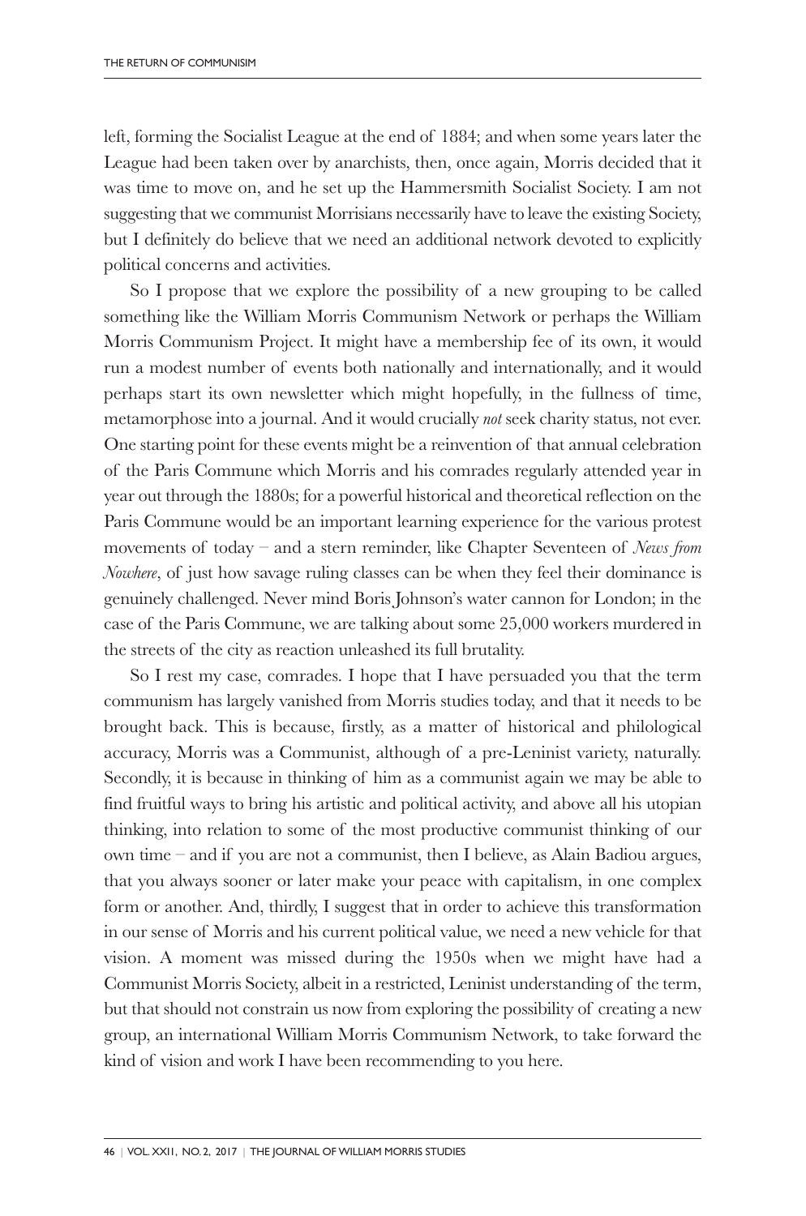left, forming the Socialist League at the end of 1884; and when some years later the League had been taken over by anarchists, then, once again, Morris decided that it was time to move on, and he set up the Hammersmith Socialist Society. I am not suggesting that we communist Morrisians necessarily have to leave the existing Society, but I definitely do believe that we need an additional network devoted to explicitly political concerns and activities.

So I propose that we explore the possibility of a new grouping to be called something like the William Morris Communism Network or perhaps the William Morris Communism Project. It might have a membership fee of its own, it would run a modest number of events both nationally and internationally, and it would perhaps start its own newsletter which might hopefully, in the fullness of time, metamorphose into a journal. And it would crucially *not* seek charity status, not ever. One starting point for these events might be a reinvention of that annual celebration of the Paris Commune which Morris and his comrades regularly attended year in year out through the 1880s; for a powerful historical and theoretical reflection on the Paris Commune would be an important learning experience for the various protest movements of today – and a stern reminder, like Chapter Seventeen of *News from Nowhere*, of just how savage ruling classes can be when they feel their dominance is genuinely challenged. Never mind Boris Johnson's water cannon for London; in the case of the Paris Commune, we are talking about some 25,000 workers murdered in the streets of the city as reaction unleashed its full brutality.

So I rest my case, comrades. I hope that I have persuaded you that the term communism has largely vanished from Morris studies today, and that it needs to be brought back. This is because, firstly, as a matter of historical and philological accuracy, Morris was a Communist, although of a pre-Leninist variety, naturally. Secondly, it is because in thinking of him as a communist again we may be able to find fruitful ways to bring his artistic and political activity, and above all his utopian thinking, into relation to some of the most productive communist thinking of our own time – and if you are not a communist, then I believe, as Alain Badiou argues, that you always sooner or later make your peace with capitalism, in one complex form or another. And, thirdly, I suggest that in order to achieve this transformation in our sense of Morris and his current political value, we need a new vehicle for that vision. A moment was missed during the 1950s when we might have had a Communist Morris Society, albeit in a restricted, Leninist understanding of the term, but that should not constrain us now from exploring the possibility of creating a new group, an international William Morris Communism Network, to take forward the kind of vision and work I have been recommending to you here.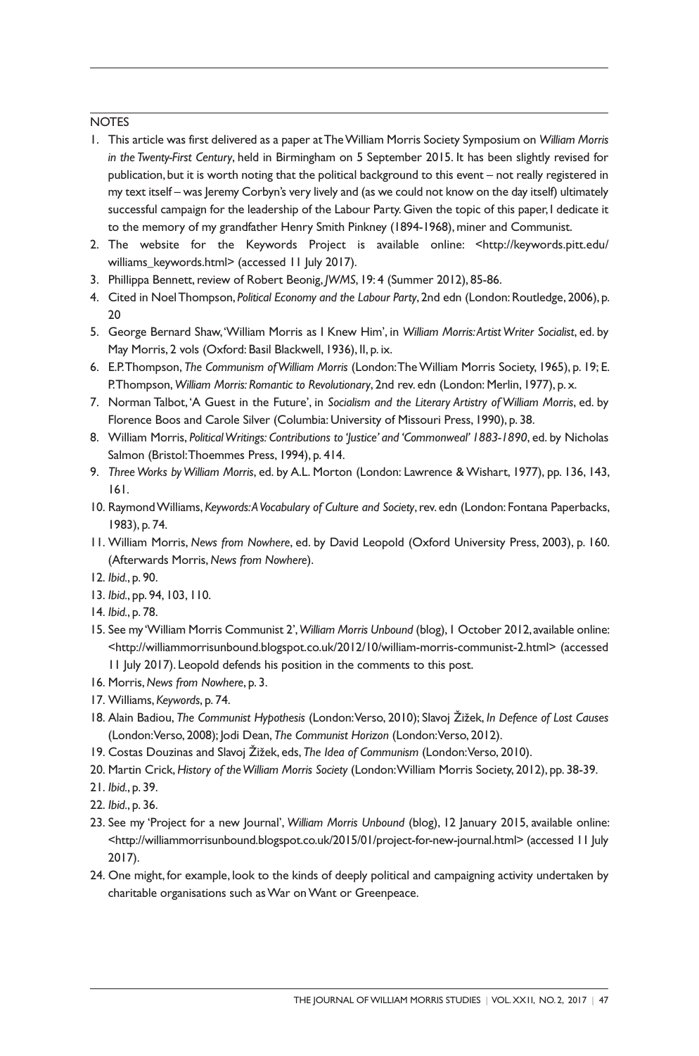NOTES

1. This article was first delivered as a paper at The William Morris Society Symposium on *William Morris in the Twenty-First Century*, held in Birmingham on 5 September 2015. It has been slightly revised for publication, but it is worth noting that the political background to this event – not really registered in my text itself – was Jeremy Corbyn's very lively and (as we could not know on the day itself) ultimately successful campaign for the leadership of the Labour Party. Given the topic of this paper, I dedicate it to the memory of my grandfather Henry Smith Pinkney (1894-1968), miner and Communist.
2. The website for the Keywords Project is available online: <http://keywords.pitt.edu/williams_keywords.html> (accessed 11 July 2017).
3. Phillippa Bennett, review of Robert Beonig, *JWMS*, 19: 4 (Summer 2012), 85-86.
4. Cited in Noel Thompson, *Political Economy and the Labour Party*, 2nd edn (London: Routledge, 2006), p. 20
5. George Bernard Shaw, 'William Morris as I Knew Him', in *William Morris: Artist Writer Socialist*, ed. by May Morris, 2 vols (Oxford: Basil Blackwell, 1936), II, p. ix.
6. E.P. Thompson, *The Communism of William Morris* (London: The William Morris Society, 1965), p. 19; E. P. Thompson, *William Morris: Romantic to Revolutionary*, 2nd rev. edn (London: Merlin, 1977), p. x.
7. Norman Talbot, 'A Guest in the Future', in *Socialism and the Literary Artistry of William Morris*, ed. by Florence Boos and Carole Silver (Columbia: University of Missouri Press, 1990), p. 38.
8. William Morris, *Political Writings: Contributions to 'Justice' and 'Commonweal' 1883-1890*, ed. by Nicholas Salmon (Bristol: Thoemmes Press, 1994), p. 414.
9. *Three Works by William Morris*, ed. by A.L. Morton (London: Lawrence & Wishart, 1977), pp. 136, 143, 161.
10. Raymond Williams, *Keywords: A Vocabulary of Culture and Society*, rev. edn (London: Fontana Paperbacks, 1983), p. 74.
11. William Morris, *News from Nowhere*, ed. by David Leopold (Oxford University Press, 2003), p. 160. (Afterwards Morris, *News from Nowhere*).
12. *Ibid.*, p. 90.
13. *Ibid.*, pp. 94, 103, 110.
14. *Ibid.*, p. 78.
15. See my 'William Morris Communist 2', *William Morris Unbound* (blog), 1 October 2012, available online: <http://williammorrisunbound.blogspot.co.uk/2012/10/william-morris-communist-2.html> (accessed 11 July 2017). Leopold defends his position in the comments to this post.
16. Morris, *News from Nowhere*, p. 3.
17. Williams, *Keywords*, p. 74.
18. Alain Badiou, *The Communist Hypothesis* (London: Verso, 2010); Slavoj Žižek, *In Defence of Lost Causes* (London: Verso, 2008); Jodi Dean, *The Communist Horizon* (London: Verso, 2012).
19. Costas Douzinas and Slavoj Žižek, eds, *The Idea of Communism* (London: Verso, 2010).
20. Martin Crick, *History of the William Morris Society* (London: William Morris Society, 2012), pp. 38-39.
21. *Ibid.*, p. 39.
22. *Ibid.*, p. 36.
23. See my 'Project for a new Journal', *William Morris Unbound* (blog), 12 January 2015, available online: <http://williammorrisunbound.blogspot.co.uk/2015/01/project-for-new-journal.html> (accessed 11 July 2017).
24. One might, for example, look to the kinds of deeply political and campaigning activity undertaken by charitable organisations such as War on Want or Greenpeace.